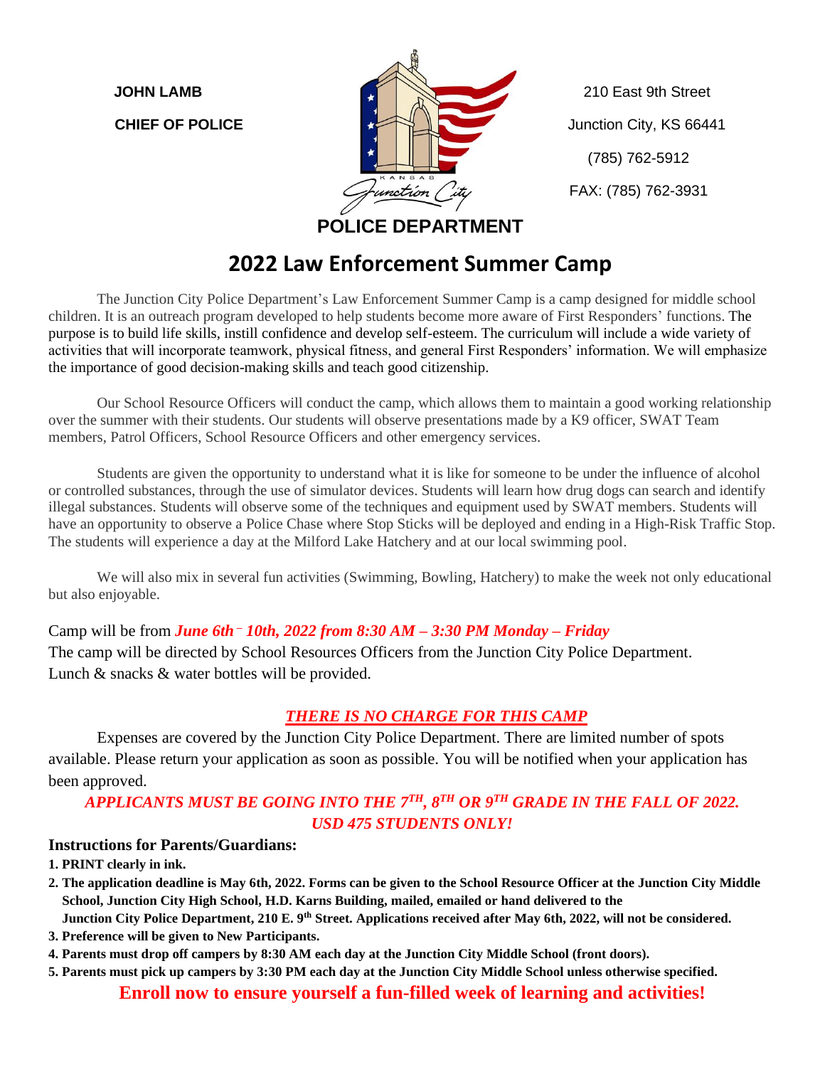**JOHN LAMB**

**CHIEF OF POLICE**

210 East 9th Street
Junction City, KS 66441
(785) 762-5912
FAX: (785) 762-3931

KANSAS
Junction City

**POLICE DEPARTMENT**

# 2022 Law Enforcement Summer Camp

The Junction City Police Department's Law Enforcement Summer Camp is a camp designed for middle school children. It is an outreach program developed to help students become more aware of First Responders' functions. The purpose is to build life skills, instill confidence and develop self-esteem. The curriculum will include a wide variety of activities that will incorporate teamwork, physical fitness, and general First Responders' information. We will emphasize the importance of good decision-making skills and teach good citizenship.

Our School Resource Officers will conduct the camp, which allows them to maintain a good working relationship over the summer with their students. Our students will observe presentations made by a K9 officer, SWAT Team members, Patrol Officers, School Resource Officers and other emergency services.

Students are given the opportunity to understand what it is like for someone to be under the influence of alcohol or controlled substances, through the use of simulator devices. Students will learn how drug dogs can search and identify illegal substances. Students will observe some of the techniques and equipment used by SWAT members. Students will have an opportunity to observe a Police Chase where Stop Sticks will be deployed and ending in a High-Risk Traffic Stop. The students will experience a day at the Milford Lake Hatchery and at our local swimming pool.

We will also mix in several fun activities (Swimming, Bowling, Hatchery) to make the week not only educational but also enjoyable.

Camp will be from ***June 6th – 10th, 2022 from 8:30 AM – 3:30 PM Monday – Friday***
The camp will be directed by School Resources Officers from the Junction City Police Department.
Lunch & snacks & water bottles will be provided.

***THERE IS NO CHARGE FOR THIS CAMP***

Expenses are covered by the Junction City Police Department. There are limited number of spots available. Please return your application as soon as possible. You will be notified when your application has been approved.

***APPLICANTS MUST BE GOING INTO THE 7TH, 8TH OR 9TH GRADE IN THE FALL OF 2022. USD 475 STUDENTS ONLY!***

**Instructions for Parents/Guardians:**

1. **PRINT clearly in ink.**
2. **The application deadline is May 6th, 2022. Forms can be given to the School Resource Officer at the Junction City Middle School, Junction City High School, H.D. Karns Building, mailed, emailed or hand delivered to the Junction City Police Department, 210 E. 9th Street. Applications received after May 6th, 2022, will not be considered.**
3. **Preference will be given to New Participants.**
4. **Parents must drop off campers by 8:30 AM each day at the Junction City Middle School (front doors).**
5. **Parents must pick up campers by 3:30 PM each day at the Junction City Middle School unless otherwise specified.**

**Enroll now to ensure yourself a fun-filled week of learning and activities!**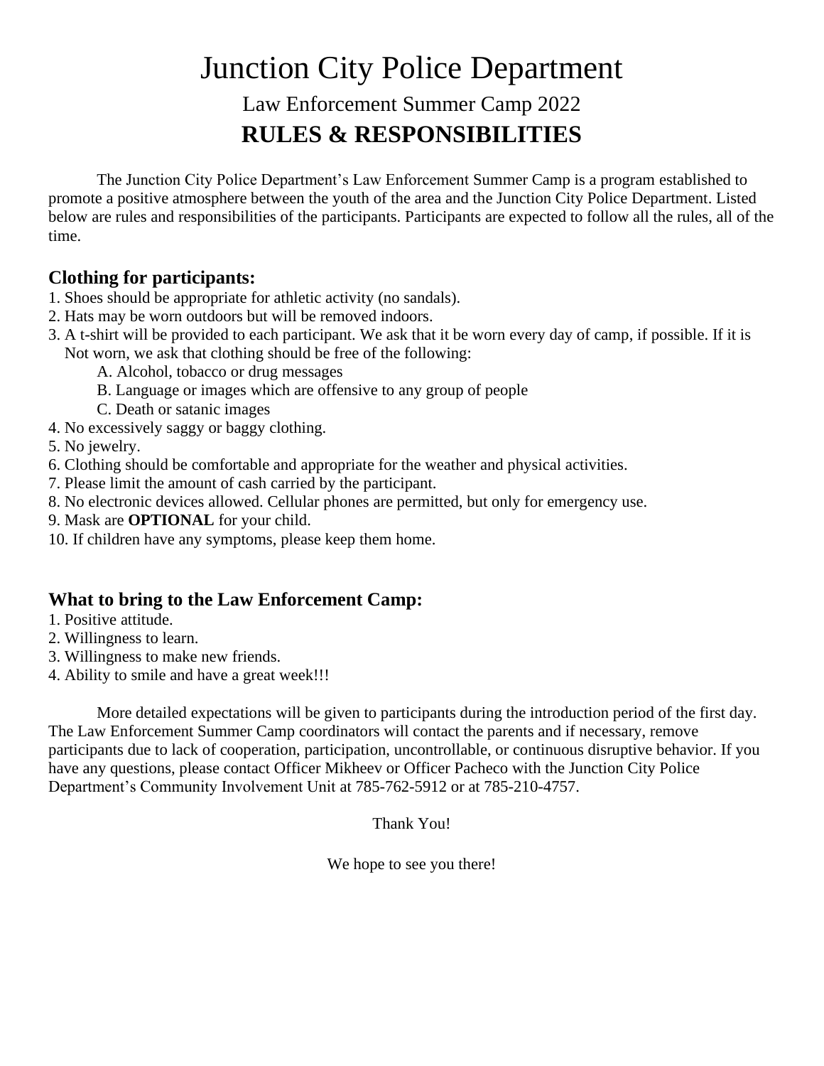# Junction City Police Department

## Law Enforcement Summer Camp 2022

## RULES & RESPONSIBILITIES

The Junction City Police Department's Law Enforcement Summer Camp is a program established to promote a positive atmosphere between the youth of the area and the Junction City Police Department. Listed below are rules and responsibilities of the participants. Participants are expected to follow all the rules, all of the time.

### Clothing for participants:

1. Shoes should be appropriate for athletic activity (no sandals).
2. Hats may be worn outdoors but will be removed indoors.
3. A t-shirt will be provided to each participant. We ask that it be worn every day of camp, if possible. If it is Not worn, we ask that clothing should be free of the following:
   A. Alcohol, tobacco or drug messages
   B. Language or images which are offensive to any group of people
   C. Death or satanic images
4. No excessively saggy or baggy clothing.
5. No jewelry.
6. Clothing should be comfortable and appropriate for the weather and physical activities.
7. Please limit the amount of cash carried by the participant.
8. No electronic devices allowed. Cellular phones are permitted, but only for emergency use.
9. Mask are **OPTIONAL** for your child.
10. If children have any symptoms, please keep them home.

### What to bring to the Law Enforcement Camp:

1. Positive attitude.
2. Willingness to learn.
3. Willingness to make new friends.
4. Ability to smile and have a great week!!!

More detailed expectations will be given to participants during the introduction period of the first day. The Law Enforcement Summer Camp coordinators will contact the parents and if necessary, remove participants due to lack of cooperation, participation, uncontrollable, or continuous disruptive behavior. If you have any questions, please contact Officer Mikheev or Officer Pacheco with the Junction City Police Department's Community Involvement Unit at 785-762-5912 or at 785-210-4757.

Thank You!

We hope to see you there!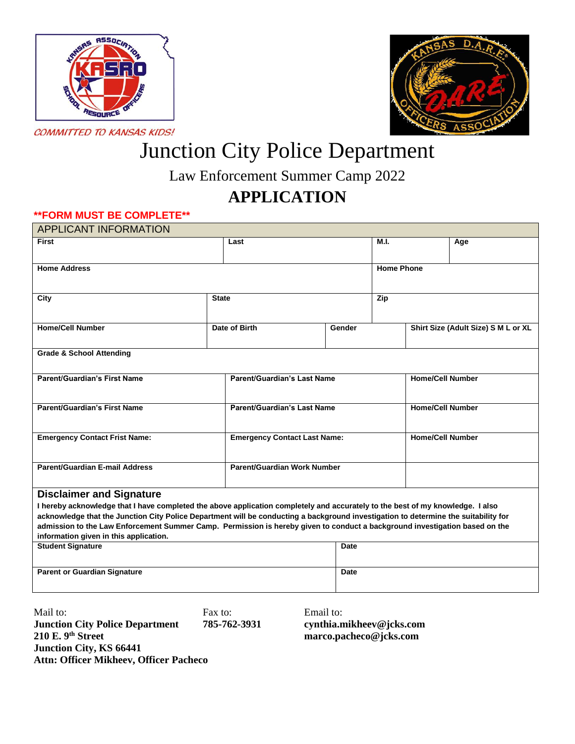COMMITTED TO KANSAS KIDS!

# Junction City Police Department

## Law Enforcement Summer Camp 2022

## APPLICATION

**\*\*FORM MUST BE COMPLETE\*\***

| APPLICANT INFORMATION | | | | |
|---|---|---|---|---|
| **First** | **Last** | | **M.I.** | **Age** |
| **Home Address** | | | **Home Phone** | |
| **City** | **State** | | **Zip** | |
| **Home/Cell Number** | **Date of Birth** | **Gender** | **Shirt Size (Adult Size) S M L or XL** | |
| **Grade & School Attending** | | | | |
| **Parent/Guardian's First Name** | **Parent/Guardian's Last Name** | | **Home/Cell Number** | |
| **Parent/Guardian's First Name** | **Parent/Guardian's Last Name** | | **Home/Cell Number** | |
| **Emergency Contact Frist Name:** | **Emergency Contact Last Name:** | | **Home/Cell Number** | |
| **Parent/Guardian E-mail Address** | **Parent/Guardian Work Number** | | | |

### Disclaimer and Signature

**I hereby acknowledge that I have completed the above application completely and accurately to the best of my knowledge. I also acknowledge that the Junction City Police Department will be conducting a background investigation to determine the suitability for admission to the Law Enforcement Summer Camp. Permission is hereby given to conduct a background investigation based on the information given in this application.**

| | |
|---|---|
| **Student Signature** | **Date** |
| **Parent or Guardian Signature** | **Date** |

Mail to:
**Junction City Police Department**
**210 E. 9th Street**
**Junction City, KS 66441**
**Attn: Officer Mikheev, Officer Pacheco**

Fax to:
**785-762-3931**

Email to:
**cynthia.mikheev@jcks.com**
**marco.pacheco@jcks.com**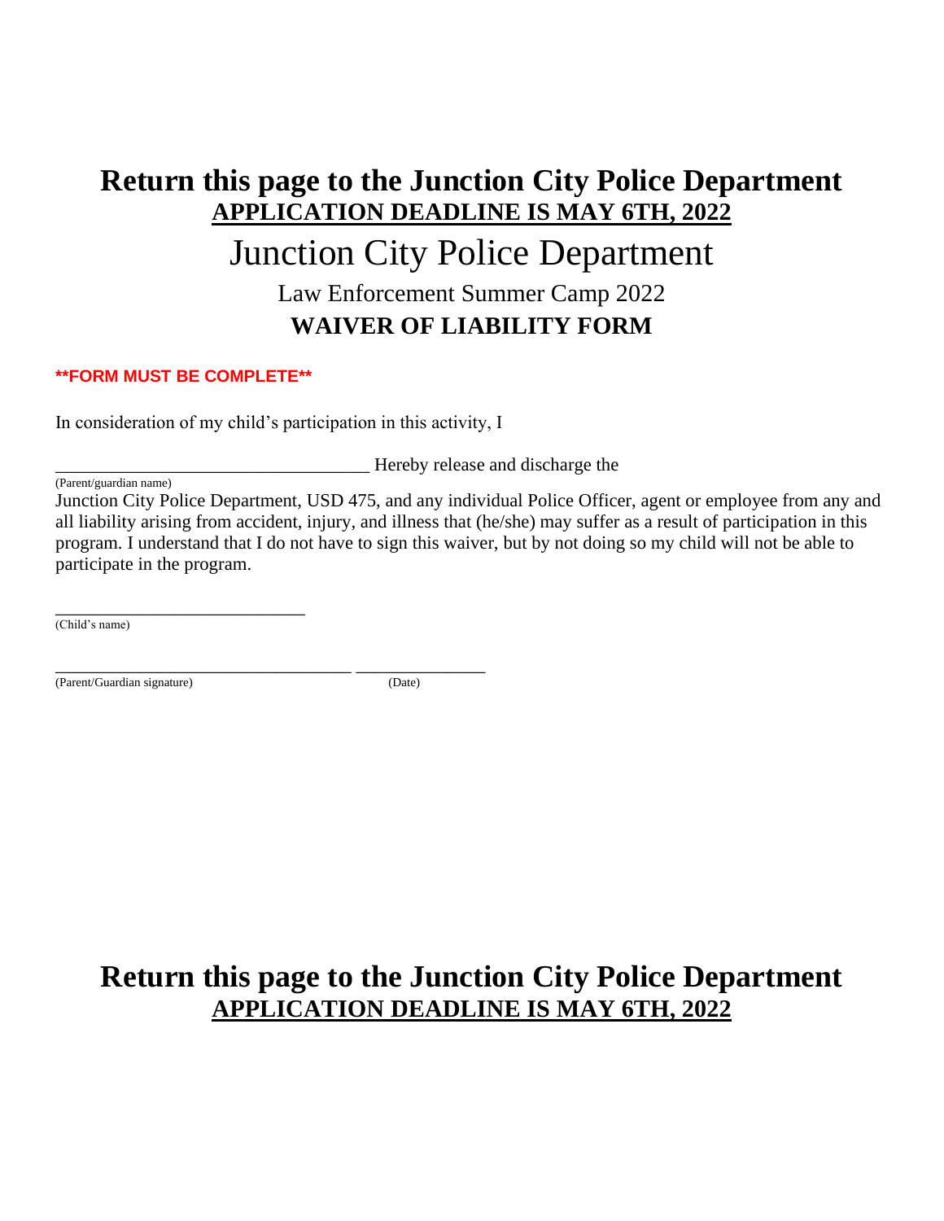# Return this page to the Junction City Police Department

**APPLICATION DEADLINE IS MAY 6TH, 2022**

# Junction City Police Department

## Law Enforcement Summer Camp 2022

## WAIVER OF LIABILITY FORM

****FORM MUST BE COMPLETE****

In consideration of my child's participation in this activity, I

___________________________________ Hereby release and discharge the
(Parent/guardian name)

Junction City Police Department, USD 475, and any individual Police Officer, agent or employee from any and all liability arising from accident, injury, and illness that (he/she) may suffer as a result of participation in this program. I understand that I do not have to sign this waiver, but by not doing so my child will not be able to participate in the program.

_____________________________
(Child's name)

___________________________________ _______________
(Parent/Guardian signature) (Date)

# Return this page to the Junction City Police Department

**APPLICATION DEADLINE IS MAY 6TH, 2022**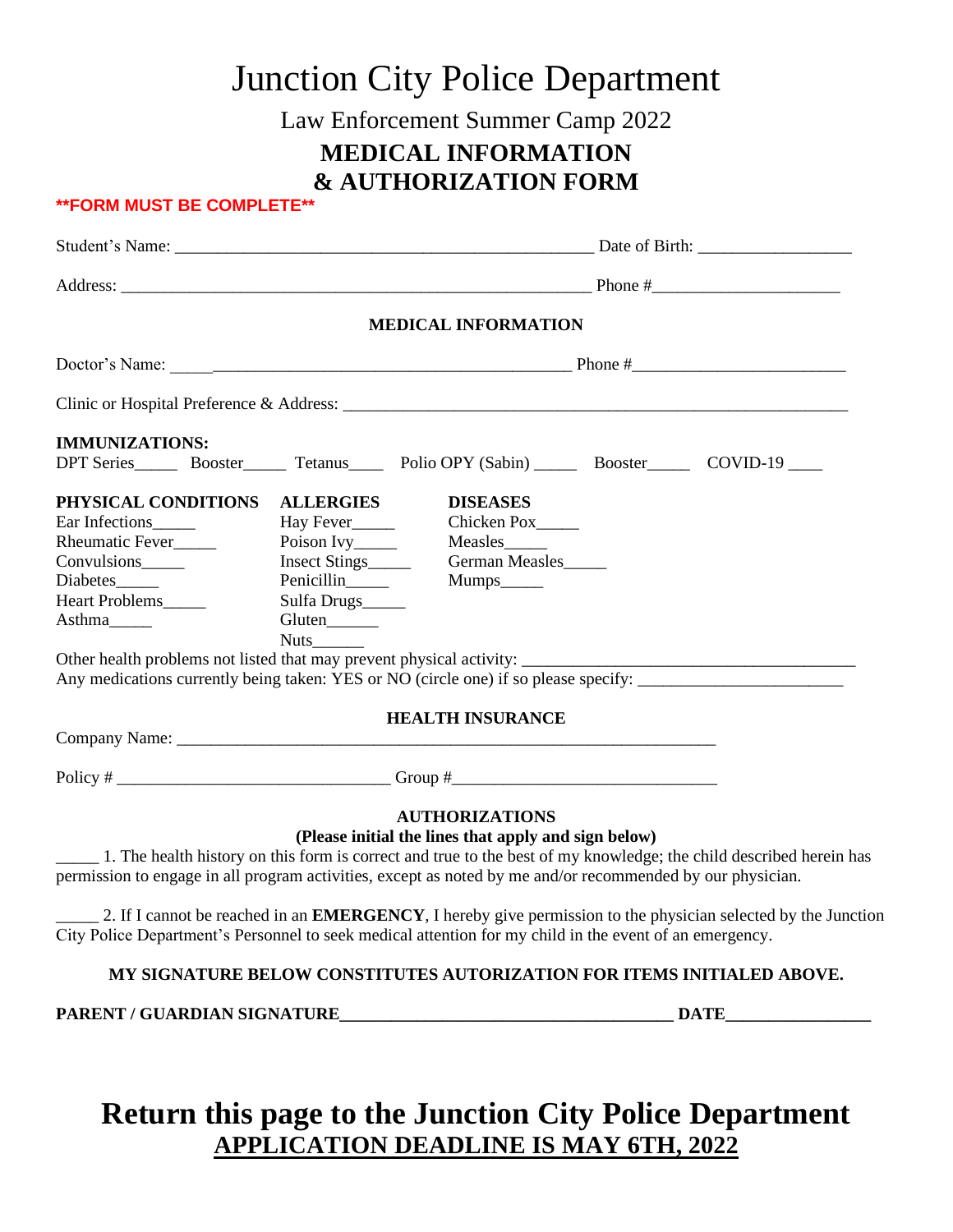# Junction City Police Department

## Law Enforcement Summer Camp 2022

## MEDICAL INFORMATION & AUTHORIZATION FORM

**FORM MUST BE COMPLETE**

Student's Name: __________________________________________________ Date of Birth: __________________

Address: ________________________________________________________ Phone #______________________

### MEDICAL INFORMATION

Doctor's Name: _____________________________________________________ Phone #_________________________

Clinic or Hospital Preference & Address: ____________________________________________________________

**IMMUNIZATIONS:**

DPT Series_____ Booster_____ Tetanus____ Polio OPY (Sabin) _____ Booster_____ COVID-19 ____

| PHYSICAL CONDITIONS | ALLERGIES | DISEASES |
|---|---|---|
| Ear Infections_____ | Hay Fever_____ | Chicken Pox_____ |
| Rheumatic Fever_____ | Poison Ivy_____ | Measles_____ |
| Convulsions_____ | Insect Stings_____ | German Measles_____ |
| Diabetes_____ | Penicillin_____ | Mumps_____ |
| Heart Problems_____ | Sulfa Drugs_____ | |
| Asthma_____ | Gluten______ | |
| | Nuts______ | |

Other health problems not listed that may prevent physical activity: ________________________________________

Any medications currently being taken: YES or NO (circle one) if so please specify: ________________________

### HEALTH INSURANCE

Company Name: ________________________________________________________________

Policy # ________________________________ Group #______________________________

### AUTHORIZATIONS

**(Please initial the lines that apply and sign below)**

_____ 1. The health history on this form is correct and true to the best of my knowledge; the child described herein has permission to engage in all program activities, except as noted by me and/or recommended by our physician.

_____ 2. If I cannot be reached in an **EMERGENCY**, I hereby give permission to the physician selected by the Junction City Police Department's Personnel to seek medical attention for my child in the event of an emergency.

**MY SIGNATURE BELOW CONSTITUTES AUTORIZATION FOR ITEMS INITIALED ABOVE.**

**PARENT / GUARDIAN SIGNATURE**_______________________________________ **DATE**_________________

# Return this page to the Junction City Police Department

## APPLICATION DEADLINE IS MAY 6TH, 2022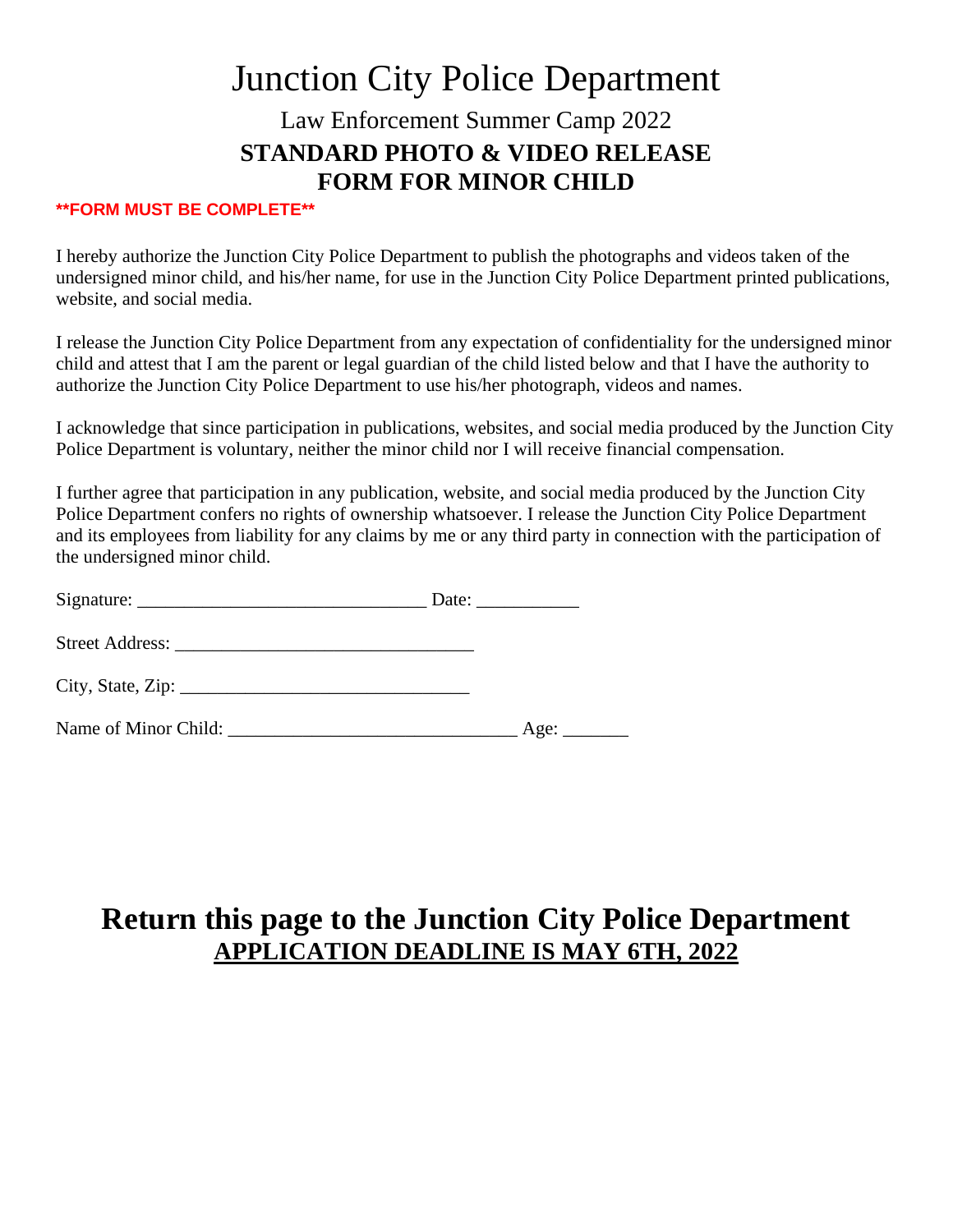# Junction City Police Department

## Law Enforcement Summer Camp 2022

## STANDARD PHOTO & VIDEO RELEASE FORM FOR MINOR CHILD

**\*\*FORM MUST BE COMPLETE\*\***

I hereby authorize the Junction City Police Department to publish the photographs and videos taken of the undersigned minor child, and his/her name, for use in the Junction City Police Department printed publications, website, and social media.

I release the Junction City Police Department from any expectation of confidentiality for the undersigned minor child and attest that I am the parent or legal guardian of the child listed below and that I have the authority to authorize the Junction City Police Department to use his/her photograph, videos and names.

I acknowledge that since participation in publications, websites, and social media produced by the Junction City Police Department is voluntary, neither the minor child nor I will receive financial compensation.

I further agree that participation in any publication, website, and social media produced by the Junction City Police Department confers no rights of ownership whatsoever. I release the Junction City Police Department and its employees from liability for any claims by me or any third party in connection with the participation of the undersigned minor child.

Signature: ______________________________ Date: ___________

Street Address: ________________________________

City, State, Zip: _______________________________

Name of Minor Child: ______________________________ Age: _______

## Return this page to the Junction City Police Department

**APPLICATION DEADLINE IS MAY 6TH, 2022**